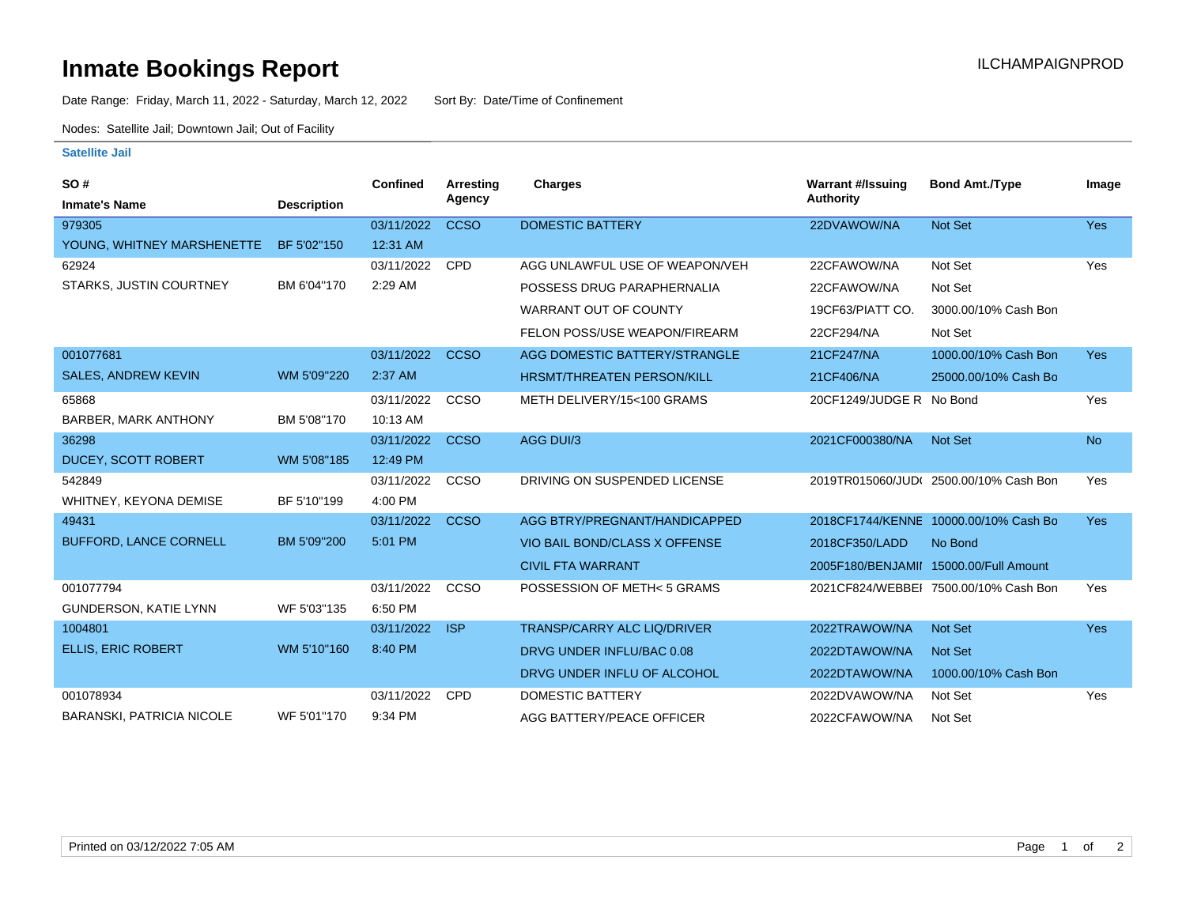# Inmate Bookings Report

ILCHAMPAIGNPROD

Date Range: Friday, March 11, 2022 - Saturday, March 12, 2022     Sort By: Date/Time of Confinement

Nodes: Satellite Jail; Downtown Jail; Out of Facility

**Satellite Jail**

| SO # / Inmate's Name | Description | Confined | Arresting Agency | Charges | Warrant #/Issuing Authority | Bond Amt./Type | Image |
|---|---|---|---|---|---|---|---|
| 979305 | | 03/11/2022 | CCSO | DOMESTIC BATTERY | 22DVAWOW/NA | Not Set | Yes |
| YOUNG, WHITNEY MARSHENETTE | BF 5'02"150 | 12:31 AM | | | | | |
| 62924 | | 03/11/2022 | CPD | AGG UNLAWFUL USE OF WEAPON/VEH | 22CFAWOW/NA | Not Set | Yes |
| STARKS, JUSTIN COURTNEY | BM 6'04"170 | 2:29 AM | | POSSESS DRUG PARAPHERNALIA | 22CFAWOW/NA | Not Set | |
| | | | | WARRANT OUT OF COUNTY | 19CF63/PIATT CO. | 3000.00/10% Cash Bon | |
| | | | | FELON POSS/USE WEAPON/FIREARM | 22CF294/NA | Not Set | |
| 001077681 | | 03/11/2022 | CCSO | AGG DOMESTIC BATTERY/STRANGLE | 21CF247/NA | 1000.00/10% Cash Bon | Yes |
| SALES, ANDREW KEVIN | WM 5'09"220 | 2:37 AM | | HRSMT/THREATEN PERSON/KILL | 21CF406/NA | 25000.00/10% Cash Bo | |
| 65868 | | 03/11/2022 | CCSO | METH DELIVERY/15<100 GRAMS | 20CF1249/JUDGE R | No Bond | Yes |
| BARBER, MARK ANTHONY | BM 5'08"170 | 10:13 AM | | | | | |
| 36298 | | 03/11/2022 | CCSO | AGG DUI/3 | 2021CF000380/NA | Not Set | No |
| DUCEY, SCOTT ROBERT | WM 5'08"185 | 12:49 PM | | | | | |
| 542849 | | 03/11/2022 | CCSO | DRIVING ON SUSPENDED LICENSE | 2019TR015060/JUD( | 2500.00/10% Cash Bon | Yes |
| WHITNEY, KEYONA DEMISE | BF 5'10"199 | 4:00 PM | | | | | |
| 49431 | | 03/11/2022 | CCSO | AGG BTRY/PREGNANT/HANDICAPPED | 2018CF1744/KENNE | 10000.00/10% Cash Bo | Yes |
| BUFFORD, LANCE CORNELL | BM 5'09"200 | 5:01 PM | | VIO BAIL BOND/CLASS X OFFENSE | 2018CF350/LADD | No Bond | |
| | | | | CIVIL FTA WARRANT | 2005F180/BENJAMII | 15000.00/Full Amount | |
| 001077794 | | 03/11/2022 | CCSO | POSSESSION OF METH< 5 GRAMS | 2021CF824/WEBBEI | 7500.00/10% Cash Bon | Yes |
| GUNDERSON, KATIE LYNN | WF 5'03"135 | 6:50 PM | | | | | |
| 1004801 | | 03/11/2022 | ISP | TRANSP/CARRY ALC LIQ/DRIVER | 2022TRAWOW/NA | Not Set | Yes |
| ELLIS, ERIC ROBERT | WM 5'10"160 | 8:40 PM | | DRVG UNDER INFLU/BAC 0.08 | 2022DTAWOW/NA | Not Set | |
| | | | | DRVG UNDER INFLU OF ALCOHOL | 2022DTAWOW/NA | 1000.00/10% Cash Bon | |
| 001078934 | | 03/11/2022 | CPD | DOMESTIC BATTERY | 2022DVAWOW/NA | Not Set | Yes |
| BARANSKI, PATRICIA NICOLE | WF 5'01"170 | 9:34 PM | | AGG BATTERY/PEACE OFFICER | 2022CFAWOW/NA | Not Set | |

Printed on 03/12/2022 7:05 AM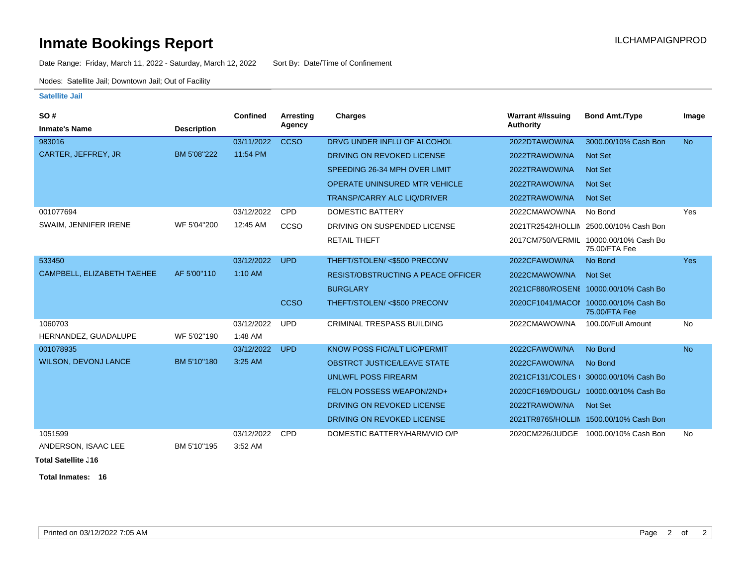# Inmate Bookings Report

ILCHAMPAIGNPROD

Date Range: Friday, March 11, 2022 - Saturday, March 12, 2022 Sort By: Date/Time of Confinement

Nodes: Satellite Jail; Downtown Jail; Out of Facility

### Satellite Jail

| SO # / Inmate's Name | Description | Confined | Arresting Agency | Charges | Warrant #/Issuing Authority | Bond Amt./Type | Image |
|---|---|---|---|---|---|---|---|
| 983016 | | 03/11/2022 | CCSO | DRVG UNDER INFLU OF ALCOHOL | 2022DTAWOW/NA | 3000.00/10% Cash Bon | No |
| CARTER, JEFFREY, JR | BM 5'08"222 | 11:54 PM | | DRIVING ON REVOKED LICENSE | 2022TRAWOW/NA | Not Set | |
| | | | | SPEEDING 26-34 MPH OVER LIMIT | 2022TRAWOW/NA | Not Set | |
| | | | | OPERATE UNINSURED MTR VEHICLE | 2022TRAWOW/NA | Not Set | |
| | | | | TRANSP/CARRY ALC LIQ/DRIVER | 2022TRAWOW/NA | Not Set | |
| 001077694 | | 03/12/2022 | CPD | DOMESTIC BATTERY | 2022CMAWOW/NA | No Bond | Yes |
| SWAIM, JENNIFER IRENE | WF 5'04"200 | 12:45 AM | CCSO | DRIVING ON SUSPENDED LICENSE | 2021TR2542/HOLLIN | 2500.00/10% Cash Bon | |
| | | | | RETAIL THEFT | 2017CM750/VERMIL | 10000.00/10% Cash Bo 75.00/FTA Fee | |
| 533450 | | 03/12/2022 | UPD | THEFT/STOLEN/ <$500 PRECONV | 2022CFAWOW/NA | No Bond | Yes |
| CAMPBELL, ELIZABETH TAEHEE | AF 5'00"110 | 1:10 AM | | RESIST/OBSTRUCTING A PEACE OFFICER | 2022CMAWOW/NA | Not Set | |
| | | | | BURGLARY | 2021CF880/ROSENI | 10000.00/10% Cash Bo | |
| | | | CCSO | THEFT/STOLEN/ <$500 PRECONV | 2020CF1041/MACOI | 10000.00/10% Cash Bo 75.00/FTA Fee | |
| 1060703 | | 03/12/2022 | UPD | CRIMINAL TRESPASS BUILDING | 2022CMAWOW/NA | 100.00/Full Amount | No |
| HERNANDEZ, GUADALUPE | WF 5'02"190 | 1:48 AM | | | | | |
| 001078935 | | 03/12/2022 | UPD | KNOW POSS FIC/ALT LIC/PERMIT | 2022CFAWOW/NA | No Bond | No |
| WILSON, DEVONJ LANCE | BM 5'10"180 | 3:25 AM | | OBSTRCT JUSTICE/LEAVE STATE | 2022CFAWOW/NA | No Bond | |
| | | | | UNLWFL POSS FIREARM | 2021CF131/COLES ( | 30000.00/10% Cash Bo | |
| | | | | FELON POSSESS WEAPON/2ND+ | 2020CF169/DOUGL/ | 10000.00/10% Cash Bo | |
| | | | | DRIVING ON REVOKED LICENSE | 2022TRAWOW/NA | Not Set | |
| | | | | DRIVING ON REVOKED LICENSE | 2021TR8765/HOLLIN | 1500.00/10% Cash Bon | |
| 1051599 | | 03/12/2022 | CPD | DOMESTIC BATTERY/HARM/VIO O/P | 2020CM226/JUDGE | 1000.00/10% Cash Bon | No |
| ANDERSON, ISAAC LEE | BM 5'10"195 | 3:52 AM | | | | | |

**Total Satellite J 16**

**Total Inmates: 16**

Printed on 03/12/2022 7:05 AM